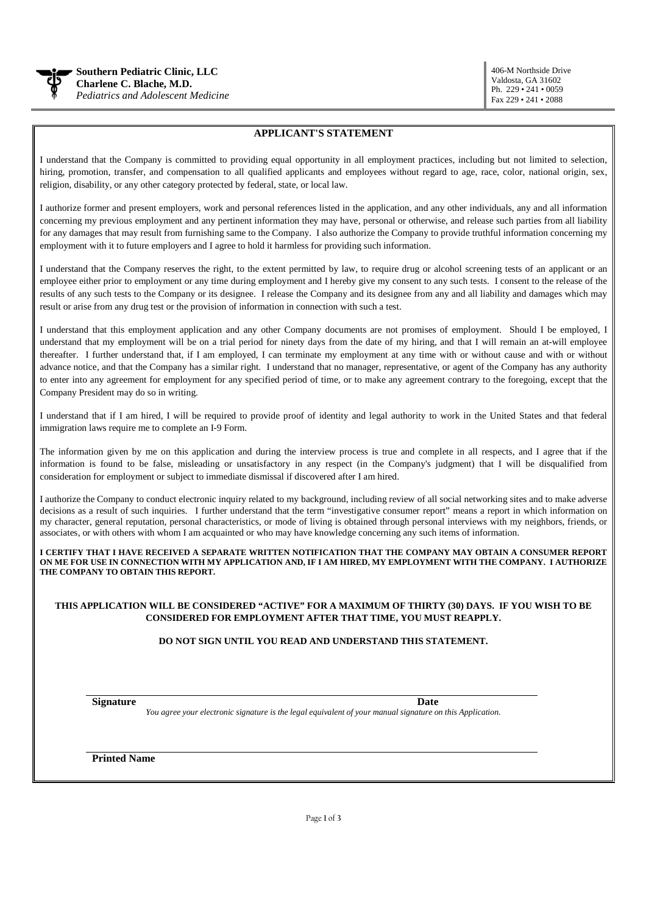**Southern Pediatric Clinic, LLC**
**Charlene C. Blache, M.D.**
*Pediatrics and Adolescent Medicine*

406-M Northside Drive
Valdosta, GA 31602
Ph. 229 • 241 • 0059
Fax 229 • 241 • 2088

## APPLICANT'S STATEMENT

I understand that the Company is committed to providing equal opportunity in all employment practices, including but not limited to selection, hiring, promotion, transfer, and compensation to all qualified applicants and employees without regard to age, race, color, national origin, sex, religion, disability, or any other category protected by federal, state, or local law.

I authorize former and present employers, work and personal references listed in the application, and any other individuals, any and all information concerning my previous employment and any pertinent information they may have, personal or otherwise, and release such parties from all liability for any damages that may result from furnishing same to the Company. I also authorize the Company to provide truthful information concerning my employment with it to future employers and I agree to hold it harmless for providing such information.

I understand that the Company reserves the right, to the extent permitted by law, to require drug or alcohol screening tests of an applicant or an employee either prior to employment or any time during employment and I hereby give my consent to any such tests. I consent to the release of the results of any such tests to the Company or its designee. I release the Company and its designee from any and all liability and damages which may result or arise from any drug test or the provision of information in connection with such a test.

I understand that this employment application and any other Company documents are not promises of employment. Should I be employed, I understand that my employment will be on a trial period for ninety days from the date of my hiring, and that I will remain an at-will employee thereafter. I further understand that, if I am employed, I can terminate my employment at any time with or without cause and with or without advance notice, and that the Company has a similar right. I understand that no manager, representative, or agent of the Company has any authority to enter into any agreement for employment for any specified period of time, or to make any agreement contrary to the foregoing, except that the Company President may do so in writing.

I understand that if I am hired, I will be required to provide proof of identity and legal authority to work in the United States and that federal immigration laws require me to complete an I-9 Form.

The information given by me on this application and during the interview process is true and complete in all respects, and I agree that if the information is found to be false, misleading or unsatisfactory in any respect (in the Company's judgment) that I will be disqualified from consideration for employment or subject to immediate dismissal if discovered after I am hired.

I authorize the Company to conduct electronic inquiry related to my background, including review of all social networking sites and to make adverse decisions as a result of such inquiries. I further understand that the term "investigative consumer report" means a report in which information on my character, general reputation, personal characteristics, or mode of living is obtained through personal interviews with my neighbors, friends, or associates, or with others with whom I am acquainted or who may have knowledge concerning any such items of information.

**I CERTIFY THAT I HAVE RECEIVED A SEPARATE WRITTEN NOTIFICATION THAT THE COMPANY MAY OBTAIN A CONSUMER REPORT ON ME FOR USE IN CONNECTION WITH MY APPLICATION AND, IF I AM HIRED, MY EMPLOYMENT WITH THE COMPANY. I AUTHORIZE THE COMPANY TO OBTAIN THIS REPORT.**

**THIS APPLICATION WILL BE CONSIDERED "ACTIVE" FOR A MAXIMUM OF THIRTY (30) DAYS. IF YOU WISH TO BE CONSIDERED FOR EMPLOYMENT AFTER THAT TIME, YOU MUST REAPPLY.**

**DO NOT SIGN UNTIL YOU READ AND UNDERSTAND THIS STATEMENT.**

**Signature** **Date**

*You agree your electronic signature is the legal equivalent of your manual signature on this Application.*

**Printed Name**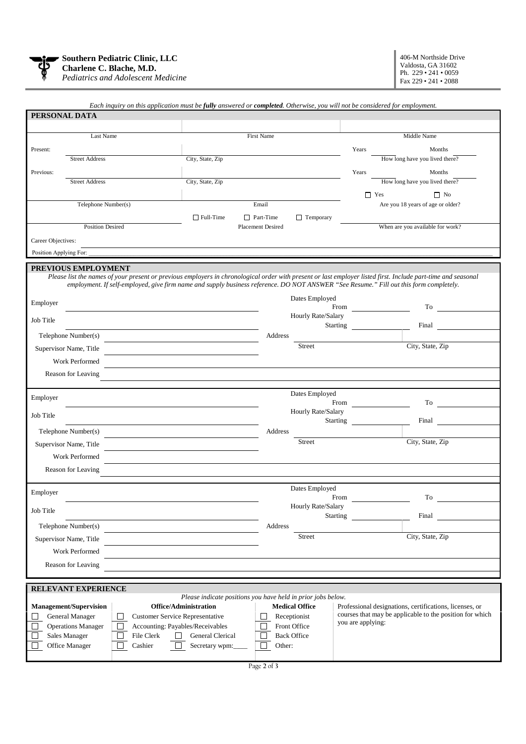**Southern Pediatric Clinic, LLC**
**Charlene C. Blache, M.D.**
*Pediatrics and Adolescent Medicine*

406-M Northside Drive
Valdosta, GA 31602
Ph. 229 • 241 • 0059
Fax 229 • 241 • 2088

*Each inquiry on this application must be **fully** answered or **completed**. Otherwise, you will not be considered for employment.*

## PERSONAL DATA

| | | |
|---|---|---|
| Last Name | First Name | Middle Name |
| Present: Street Address | City, State, Zip | Years ___ Months ___ How long have you lived there? |
| Previous: Street Address | City, State, Zip | Years ___ Months ___ How long have you lived there? |
| Telephone Number(s) | Email | ☐ Yes ☐ No Are you 18 years of age or older? |
| Position Desired | ☐ Full-Time ☐ Part-Time ☐ Temporary Placement Desired | When are you available for work? |

Career Objectives:

Position Applying For: ______

## PREVIOUS EMPLOYMENT

*Please list the names of your present or previous employers in chronological order with present or last employer listed first. Include part-time and seasonal employment. If self-employed, give firm name and supply business reference. DO NOT ANSWER "See Resume." Fill out this form completely.*

Employer ______ Dates Employed From ______ To ______
Job Title ______ Hourly Rate/Salary Starting ______ Final ______
Telephone Number(s) ______ Address ______
Supervisor Name, Title ______ Street ______ City, State, Zip ______
Work Performed ______
Reason for Leaving ______

Employer ______ Dates Employed From ______ To ______
Job Title ______ Hourly Rate/Salary Starting ______ Final ______
Telephone Number(s) ______ Address ______
Supervisor Name, Title ______ Street ______ City, State, Zip ______
Work Performed ______
Reason for Leaving ______

Employer ______ Dates Employed From ______ To ______
Job Title ______ Hourly Rate/Salary Starting ______ Final ______
Telephone Number(s) ______ Address ______
Supervisor Name, Title ______ Street ______ City, State, Zip ______
Work Performed ______
Reason for Leaving ______

## RELEVANT EXPERIENCE

*Please indicate positions you have held in prior jobs below.*

| Management/Supervision | Office/Administration | | Medical Office | Professional designations, certifications, licenses, or courses that may be applicable to the position for which you are applying: |
|---|---|---|---|---|
| ☐ General Manager | ☐ Customer Service Representative | | ☐ Receptionist | |
| ☐ Operations Manager | ☐ Accounting: Payables/Receivables | | ☐ Front Office | |
| ☐ Sales Manager | ☐ File Clerk | ☐ General Clerical | ☐ Back Office | |
| ☐ Office Manager | ☐ Cashier | ☐ Secretary wpm:____ | ☐ Other: | |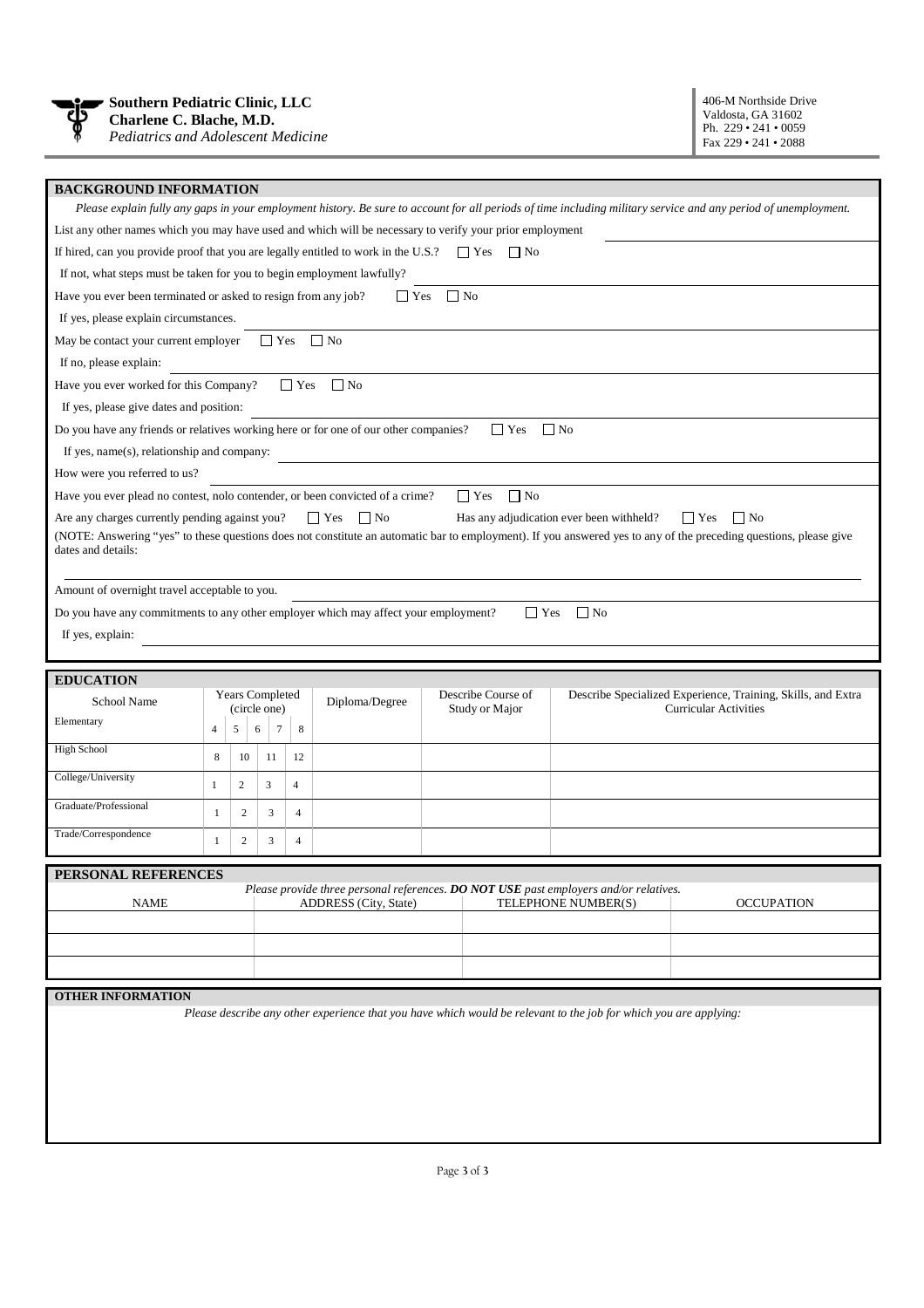**Southern Pediatric Clinic, LLC**
**Charlene C. Blache, M.D.**
*Pediatrics and Adolescent Medicine*

406-M Northside Drive
Valdosta, GA 31602
Ph. 229 • 241 • 0059
Fax 229 • 241 • 2088

## BACKGROUND INFORMATION

*Please explain fully any gaps in your employment history. Be sure to account for all periods of time including military service and any period of unemployment.*

List any other names which you may have used and which will be necessary to verify your prior employment ____________________

If hired, can you provide proof that you are legally entitled to work in the U.S.? ☐ Yes ☐ No

If not, what steps must be taken for you to begin employment lawfully? ____________________

Have you ever been terminated or asked to resign from any job? ☐ Yes ☐ No

If yes, please explain circumstances. ____________________

May be contact your current employer ☐ Yes ☐ No

If no, please explain: ____________________

Have you ever worked for this Company? ☐ Yes ☐ No

If yes, please give dates and position: ____________________

Do you have any friends or relatives working here or for one of our other companies? ☐ Yes ☐ No

If yes, name(s), relationship and company: ____________________

How were you referred to us? ____________________

Have you ever plead no contest, nolo contender, or been convicted of a crime? ☐ Yes ☐ No

Are any charges currently pending against you? ☐ Yes ☐ No Has any adjudication ever been withheld? ☐ Yes ☐ No

(NOTE: Answering "yes" to these questions does not constitute an automatic bar to employment). If you answered yes to any of the preceding questions, please give dates and details:

____________________

Amount of overnight travel acceptable to you. ____________________

Do you have any commitments to any other employer which may affect your employment? ☐ Yes ☐ No

If yes, explain: ____________________

## EDUCATION

| School Name | Years Completed (circle one) | | | | | Diploma/Degree | Describe Course of Study or Major | Describe Specialized Experience, Training, Skills, and Extra Curricular Activities |
|---|---|---|---|---|---|---|---|---|
| Elementary | 4 | 5 | 6 | 7 | 8 | | | |
| High School | 8 | 10 | 11 | 12 | | | | |
| College/University | 1 | 2 | 3 | 4 | | | | |
| Graduate/Professional | 1 | 2 | 3 | 4 | | | | |
| Trade/Correspondence | 1 | 2 | 3 | 4 | | | | |

## PERSONAL REFERENCES

*Please provide three personal references. **DO NOT USE** past employers and/or relatives.*

| NAME | ADDRESS (City, State) | TELEPHONE NUMBER(S) | OCCUPATION |
|---|---|---|---|
| | | | |
| | | | |
| | | | |

## OTHER INFORMATION

*Please describe any other experience that you have which would be relevant to the job for which you are applying:*